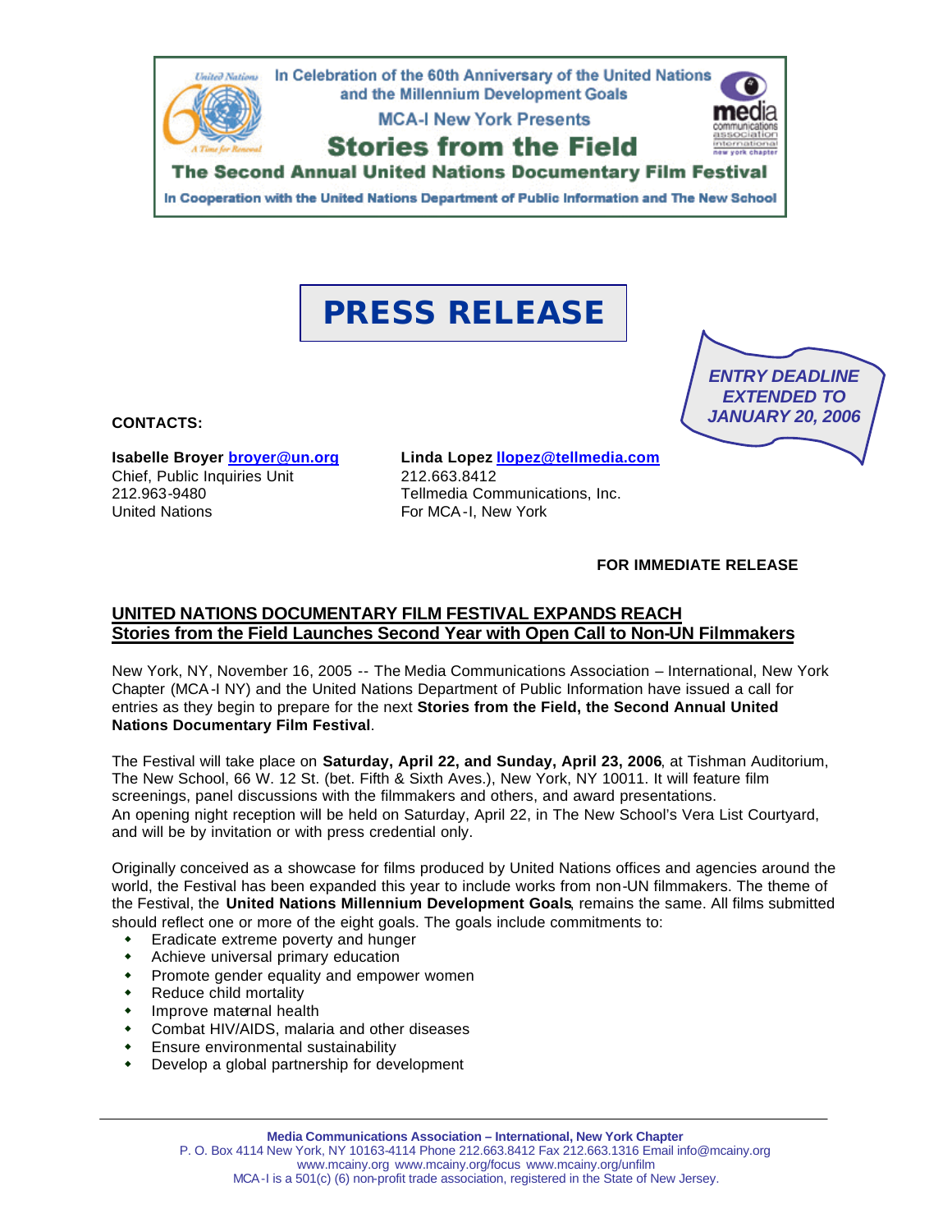In Celebration of the 60th Anniversary of the United Nations and the Millennium Development Goals

MCA-I New York Presents

# Stories from the Field

## The Second Annual United Nations Documentary Film Festival

In Cooperation with the United Nations Department of Public Information and The New School

# PRESS RELEASE

***ENTRY DEADLINE EXTENDED TO JANUARY 20, 2006***

**CONTACTS:**

**Isabelle Broyer** broyer@un.org
Chief, Public Inquiries Unit
212.963-9480
United Nations

**Linda Lopez** llopez@tellmedia.com
212.663.8412
Tellmedia Communications, Inc.
For MCA-I, New York

**FOR IMMEDIATE RELEASE**

## UNITED NATIONS DOCUMENTARY FILM FESTIVAL EXPANDS REACH
## Stories from the Field Launches Second Year with Open Call to Non-UN Filmmakers

New York, NY, November 16, 2005 -- The Media Communications Association – International, New York Chapter (MCA-I NY) and the United Nations Department of Public Information have issued a call for entries as they begin to prepare for the next **Stories from the Field, the Second Annual United Nations Documentary Film Festival**.

The Festival will take place on **Saturday, April 22, and Sunday, April 23, 2006**, at Tishman Auditorium, The New School, 66 W. 12 St. (bet. Fifth & Sixth Aves.), New York, NY 10011. It will feature film screenings, panel discussions with the filmmakers and others, and award presentations.
An opening night reception will be held on Saturday, April 22, in The New School's Vera List Courtyard, and will be by invitation or with press credential only.

Originally conceived as a showcase for films produced by United Nations offices and agencies around the world, the Festival has been expanded this year to include works from non-UN filmmakers. The theme of the Festival, the **United Nations Millennium Development Goals**, remains the same. All films submitted should reflect one or more of the eight goals. The goals include commitments to:

- Eradicate extreme poverty and hunger
- Achieve universal primary education
- Promote gender equality and empower women
- Reduce child mortality
- Improve maternal health
- Combat HIV/AIDS, malaria and other diseases
- Ensure environmental sustainability
- Develop a global partnership for development

**Media Communications Association – International, New York Chapter**
P. O. Box 4114 New York, NY 10163-4114 Phone 212.663.8412 Fax 212.663.1316 Email info@mcainy.org
www.mcainy.org www.mcainy.org/focus www.mcainy.org/unfilm
MCA-I is a 501(c) (6) non-profit trade association, registered in the State of New Jersey.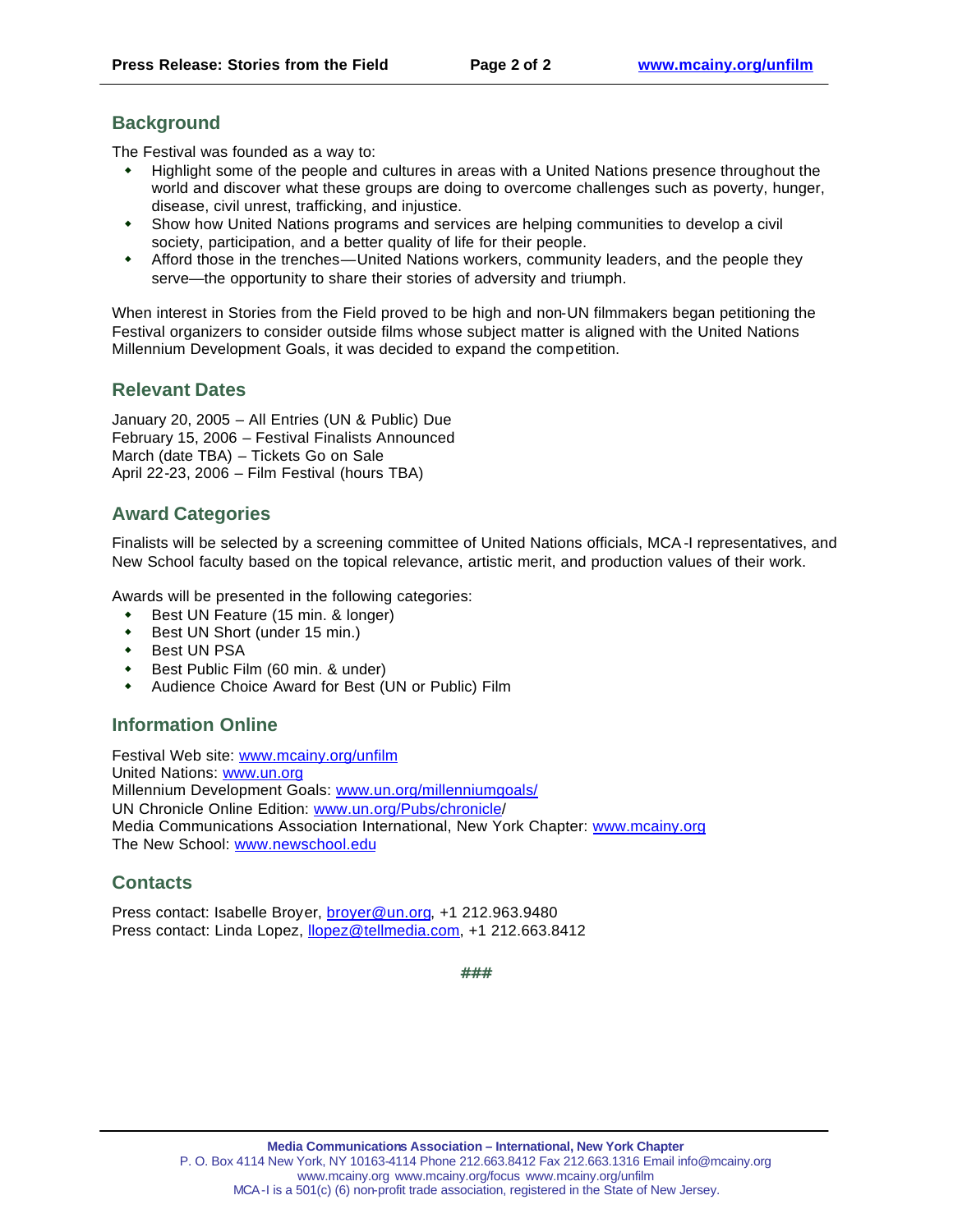## Background

The Festival was founded as a way to:

- Highlight some of the people and cultures in areas with a United Nations presence throughout the world and discover what these groups are doing to overcome challenges such as poverty, hunger, disease, civil unrest, trafficking, and injustice.
- Show how United Nations programs and services are helping communities to develop a civil society, participation, and a better quality of life for their people.
- Afford those in the trenches—United Nations workers, community leaders, and the people they serve—the opportunity to share their stories of adversity and triumph.

When interest in Stories from the Field proved to be high and non-UN filmmakers began petitioning the Festival organizers to consider outside films whose subject matter is aligned with the United Nations Millennium Development Goals, it was decided to expand the competition.

## Relevant Dates

January 20, 2005 – All Entries (UN & Public) Due
February 15, 2006 – Festival Finalists Announced
March (date TBA) – Tickets Go on Sale
April 22-23, 2006 – Film Festival (hours TBA)

## Award Categories

Finalists will be selected by a screening committee of United Nations officials, MCA-I representatives, and New School faculty based on the topical relevance, artistic merit, and production values of their work.

Awards will be presented in the following categories:

- Best UN Feature (15 min. & longer)
- Best UN Short (under 15 min.)
- Best UN PSA
- Best Public Film (60 min. & under)
- Audience Choice Award for Best (UN or Public) Film

## Information Online

Festival Web site: www.mcainy.org/unfilm
United Nations: www.un.org
Millennium Development Goals: www.un.org/millenniumgoals/
UN Chronicle Online Edition: www.un.org/Pubs/chronicle/
Media Communications Association International, New York Chapter: www.mcainy.org
The New School: www.newschool.edu

## Contacts

Press contact: Isabelle Broyer, broyer@un.org, +1 212.963.9480
Press contact: Linda Lopez, llopez@tellmedia.com, +1 212.663.8412

###

**Media Communications Association – International, New York Chapter**
P. O. Box 4114 New York, NY 10163-4114 Phone 212.663.8412 Fax 212.663.1316 Email info@mcainy.org
www.mcainy.org www.mcainy.org/focus www.mcainy.org/unfilm
MCA-I is a 501(c) (6) non-profit trade association, registered in the State of New Jersey.